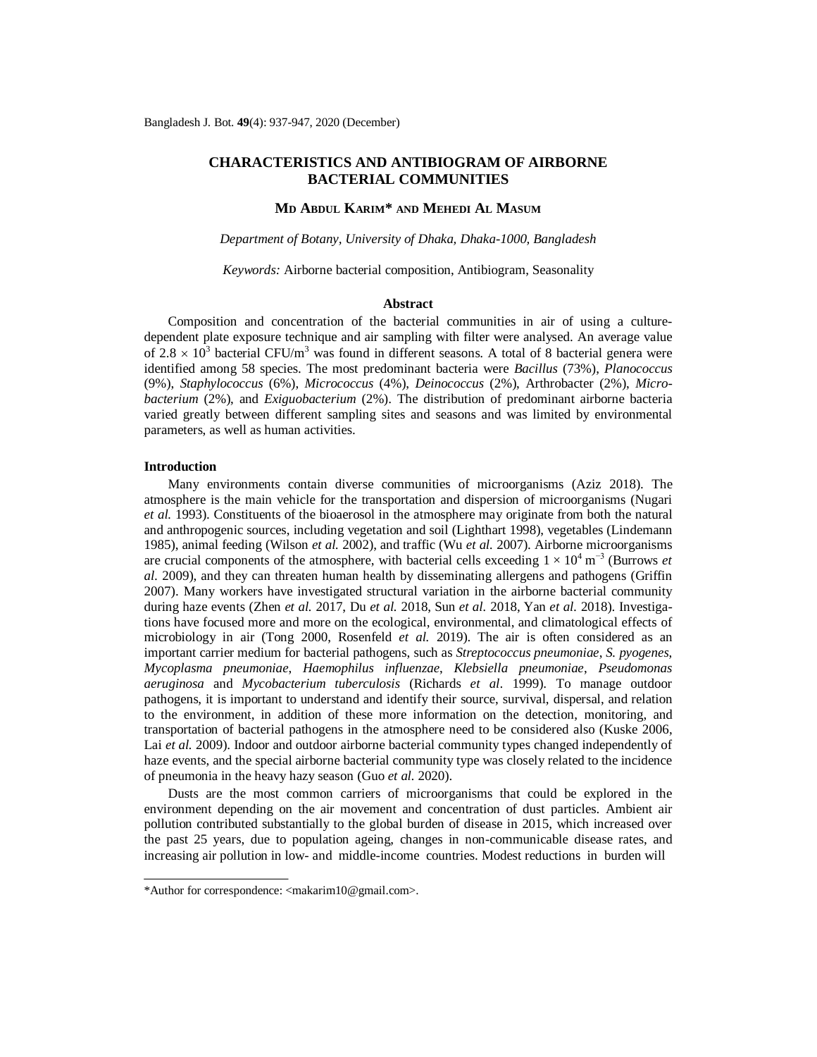# CHARACTERISTICS AND ANTIBIOGRAM OF AIRBORNE BACTERIAL COMMUNITIES

**MD ABDUL KARIM* AND MEHEDI AL MASUM**

*Department of Botany, University of Dhaka, Dhaka-1000, Bangladesh*

*Keywords:* Airborne bacterial composition, Antibiogram, Seasonality

## Abstract

Composition and concentration of the bacterial communities in air of using a culture-dependent plate exposure technique and air sampling with filter were analysed. An average value of $2.8 \times 10^3$ bacterial CFU/m$^3$ was found in different seasons. A total of 8 bacterial genera were identified among 58 species. The most predominant bacteria were *Bacillus* (73%), *Planococcus* (9%), *Staphylococcus* (6%), *Micrococcus* (4%), *Deinococcus* (2%), Arthrobacter (2%), *Microbacterium* (2%), and *Exiguobacterium* (2%). The distribution of predominant airborne bacteria varied greatly between different sampling sites and seasons and was limited by environmental parameters, as well as human activities.

## Introduction

Many environments contain diverse communities of microorganisms (Aziz 2018). The atmosphere is the main vehicle for the transportation and dispersion of microorganisms (Nugari *et al.* 1993). Constituents of the bioaerosol in the atmosphere may originate from both the natural and anthropogenic sources, including vegetation and soil (Lighthart 1998), vegetables (Lindemann 1985), animal feeding (Wilson *et al.* 2002), and traffic (Wu *et al.* 2007). Airborne microorganisms are crucial components of the atmosphere, with bacterial cells exceeding $1 \times 10^4$ m$^{-3}$ (Burrows *et al.* 2009), and they can threaten human health by disseminating allergens and pathogens (Griffin 2007). Many workers have investigated structural variation in the airborne bacterial community during haze events (Zhen *et al.* 2017, Du *et al.* 2018, Sun *et al.* 2018, Yan *et al.* 2018). Investigations have focused more and more on the ecological, environmental, and climatological effects of microbiology in air (Tong 2000, Rosenfeld *et al.* 2019). The air is often considered as an important carrier medium for bacterial pathogens, such as *Streptococcus pneumoniae*, *S. pyogenes*, *Mycoplasma pneumoniae*, *Haemophilus influenzae*, *Klebsiella pneumoniae*, *Pseudomonas aeruginosa* and *Mycobacterium tuberculosis* (Richards *et al*. 1999). To manage outdoor pathogens, it is important to understand and identify their source, survival, dispersal, and relation to the environment, in addition of these more information on the detection, monitoring, and transportation of bacterial pathogens in the atmosphere need to be considered also (Kuske 2006, Lai *et al.* 2009). Indoor and outdoor airborne bacterial community types changed independently of haze events, and the special airborne bacterial community type was closely related to the incidence of pneumonia in the heavy hazy season (Guo *et al.* 2020).

Dusts are the most common carriers of microorganisms that could be explored in the environment depending on the air movement and concentration of dust particles. Ambient air pollution contributed substantially to the global burden of disease in 2015, which increased over the past 25 years, due to population ageing, changes in non-communicable disease rates, and increasing air pollution in low- and middle-income countries. Modest reductions in burden will

---

*Author for correspondence: <makarim10@gmail.com>.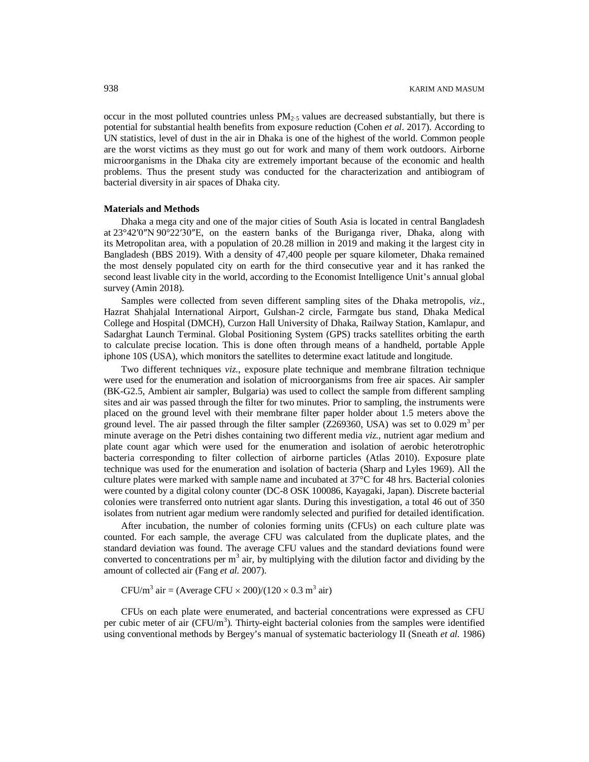occur in the most polluted countries unless $PM_{2.5}$ values are decreased substantially, but there is potential for substantial health benefits from exposure reduction (Cohen *et al*. 2017). According to UN statistics, level of dust in the air in Dhaka is one of the highest of the world. Common people are the worst victims as they must go out for work and many of them work outdoors. Airborne microorganisms in the Dhaka city are extremely important because of the economic and health problems. Thus the present study was conducted for the characterization and antibiogram of bacterial diversity in air spaces of Dhaka city.

**Materials and Methods**

Dhaka a mega city and one of the major cities of South Asia is located in central Bangladesh at 23°42′0″N 90°22′30″E, on the eastern banks of the Buriganga river, Dhaka, along with its Metropolitan area, with a population of 20.28 million in 2019 and making it the largest city in Bangladesh (BBS 2019). With a density of 47,400 people per square kilometer, Dhaka remained the most densely populated city on earth for the third consecutive year and it has ranked the second least livable city in the world, according to the Economist Intelligence Unit's annual global survey (Amin 2018).

Samples were collected from seven different sampling sites of the Dhaka metropolis, *viz*., Hazrat Shahjalal International Airport, Gulshan-2 circle, Farmgate bus stand, Dhaka Medical College and Hospital (DMCH), Curzon Hall University of Dhaka, Railway Station, Kamlapur, and Sadarghat Launch Terminal. Global Positioning System (GPS) tracks satellites orbiting the earth to calculate precise location. This is done often through means of a handheld, portable Apple iphone 10S (USA), which monitors the satellites to determine exact latitude and longitude.

Two different techniques *viz.*, exposure plate technique and membrane filtration technique were used for the enumeration and isolation of microorganisms from free air spaces. Air sampler (BK-G2.5, Ambient air sampler, Bulgaria) was used to collect the sample from different sampling sites and air was passed through the filter for two minutes. Prior to sampling, the instruments were placed on the ground level with their membrane filter paper holder about 1.5 meters above the ground level. The air passed through the filter sampler (Z269360, USA) was set to 0.029 $m^3$ per minute average on the Petri dishes containing two different media *viz.*, nutrient agar medium and plate count agar which were used for the enumeration and isolation of aerobic heterotrophic bacteria corresponding to filter collection of airborne particles (Atlas 2010). Exposure plate technique was used for the enumeration and isolation of bacteria (Sharp and Lyles 1969). All the culture plates were marked with sample name and incubated at 37°C for 48 hrs. Bacterial colonies were counted by a digital colony counter (DC-8 OSK 100086, Kayagaki, Japan). Discrete bacterial colonies were transferred onto nutrient agar slants. During this investigation, a total 46 out of 350 isolates from nutrient agar medium were randomly selected and purified for detailed identification.

After incubation, the number of colonies forming units (CFUs) on each culture plate was counted. For each sample, the average CFU was calculated from the duplicate plates, and the standard deviation was found. The average CFU values and the standard deviations found were converted to concentrations per $m^3$ air, by multiplying with the dilution factor and dividing by the amount of collected air (Fang *et al.* 2007).

$$\text{CFU/m}^3 \text{ air} = (\text{Average CFU} \times 200)/(120 \times 0.3 \text{ m}^3 \text{ air})$$

CFUs on each plate were enumerated, and bacterial concentrations were expressed as CFU per cubic meter of air (CFU/$m^3$). Thirty-eight bacterial colonies from the samples were identified using conventional methods by Bergey's manual of systematic bacteriology II (Sneath *et al.* 1986)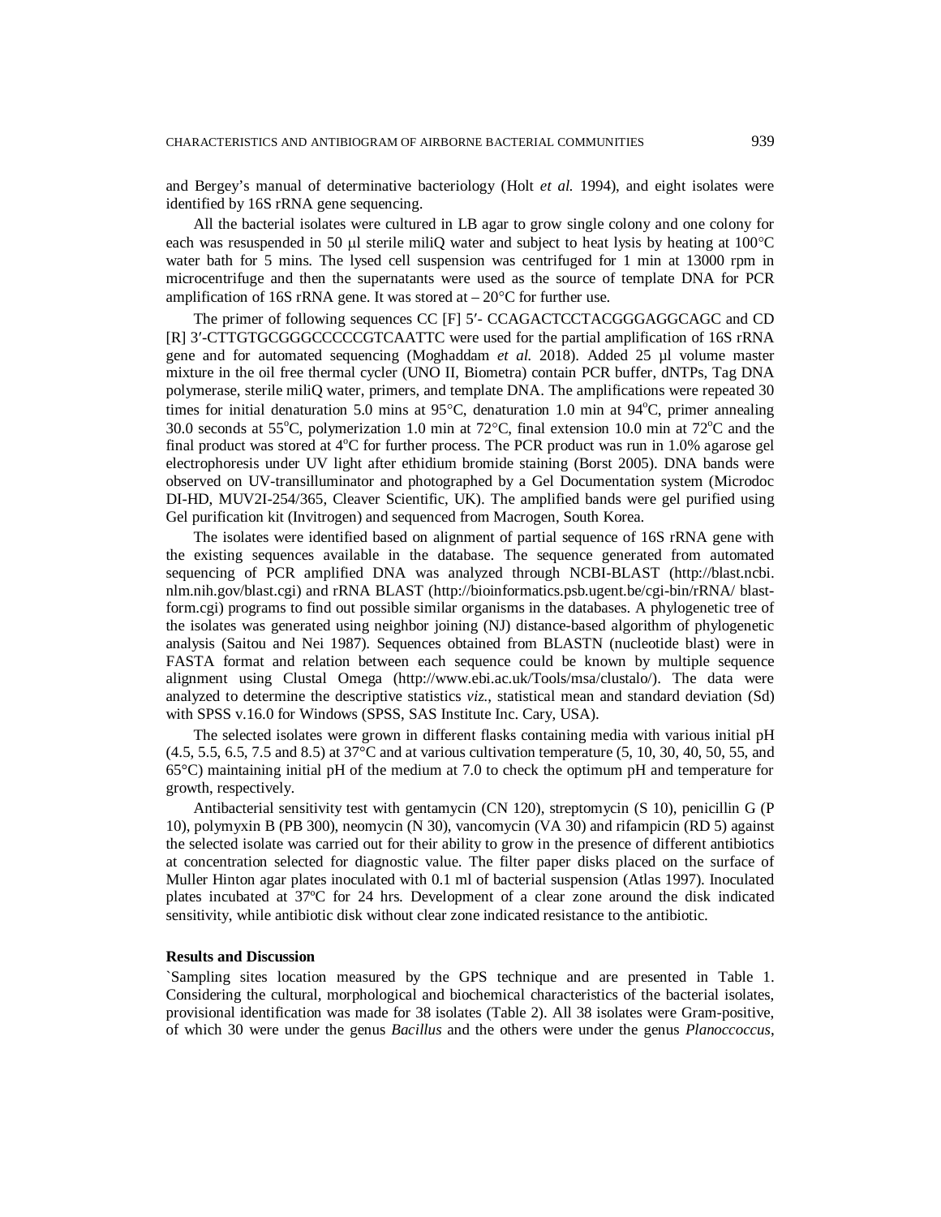and Bergey's manual of determinative bacteriology (Holt *et al.* 1994), and eight isolates were identified by 16S rRNA gene sequencing.

All the bacterial isolates were cultured in LB agar to grow single colony and one colony for each was resuspended in 50 μl sterile miliQ water and subject to heat lysis by heating at 100°C water bath for 5 mins. The lysed cell suspension was centrifuged for 1 min at 13000 rpm in microcentrifuge and then the supernatants were used as the source of template DNA for PCR amplification of 16S rRNA gene. It was stored at – 20°C for further use.

The primer of following sequences CC [F] 5′- CCAGACTCCTACGGGAGGCAGC and CD [R] 3′-CTTGTGCGGGCCCCCGTCAATTC were used for the partial amplification of 16S rRNA gene and for automated sequencing (Moghaddam *et al.* 2018). Added 25 μl volume master mixture in the oil free thermal cycler (UNO II, Biometra) contain PCR buffer, dNTPs, Tag DNA polymerase, sterile miliQ water, primers, and template DNA. The amplifications were repeated 30 times for initial denaturation 5.0 mins at 95°C, denaturation 1.0 min at 94°C, primer annealing 30.0 seconds at 55°C, polymerization 1.0 min at 72°C, final extension 10.0 min at 72°C and the final product was stored at 4°C for further process. The PCR product was run in 1.0% agarose gel electrophoresis under UV light after ethidium bromide staining (Borst 2005). DNA bands were observed on UV-transilluminator and photographed by a Gel Documentation system (Microdoc DI-HD, MUV2I-254/365, Cleaver Scientific, UK). The amplified bands were gel purified using Gel purification kit (Invitrogen) and sequenced from Macrogen, South Korea.

The isolates were identified based on alignment of partial sequence of 16S rRNA gene with the existing sequences available in the database. The sequence generated from automated sequencing of PCR amplified DNA was analyzed through NCBI-BLAST (http://blast.ncbi.nlm.nih.gov/blast.cgi) and rRNA BLAST (http://bioinformatics.psb.ugent.be/cgi-bin/rRNA/ blastform.cgi) programs to find out possible similar organisms in the databases. A phylogenetic tree of the isolates was generated using neighbor joining (NJ) distance-based algorithm of phylogenetic analysis (Saitou and Nei 1987). Sequences obtained from BLASTN (nucleotide blast) were in FASTA format and relation between each sequence could be known by multiple sequence alignment using Clustal Omega (http://www.ebi.ac.uk/Tools/msa/clustalo/). The data were analyzed to determine the descriptive statistics *viz.*, statistical mean and standard deviation (Sd) with SPSS v.16.0 for Windows (SPSS, SAS Institute Inc. Cary, USA).

The selected isolates were grown in different flasks containing media with various initial pH (4.5, 5.5, 6.5, 7.5 and 8.5) at 37°C and at various cultivation temperature (5, 10, 30, 40, 50, 55, and 65°C) maintaining initial pH of the medium at 7.0 to check the optimum pH and temperature for growth, respectively.

Antibacterial sensitivity test with gentamycin (CN 120), streptomycin (S 10), penicillin G (P 10), polymyxin B (PB 300), neomycin (N 30), vancomycin (VA 30) and rifampicin (RD 5) against the selected isolate was carried out for their ability to grow in the presence of different antibiotics at concentration selected for diagnostic value. The filter paper disks placed on the surface of Muller Hinton agar plates inoculated with 0.1 ml of bacterial suspension (Atlas 1997). Inoculated plates incubated at 37ºC for 24 hrs. Development of a clear zone around the disk indicated sensitivity, while antibiotic disk without clear zone indicated resistance to the antibiotic.

**Results and Discussion**

`Sampling sites location measured by the GPS technique and are presented in Table 1. Considering the cultural, morphological and biochemical characteristics of the bacterial isolates, provisional identification was made for 38 isolates (Table 2). All 38 isolates were Gram-positive, of which 30 were under the genus *Bacillus* and the others were under the genus *Planoccoccus*,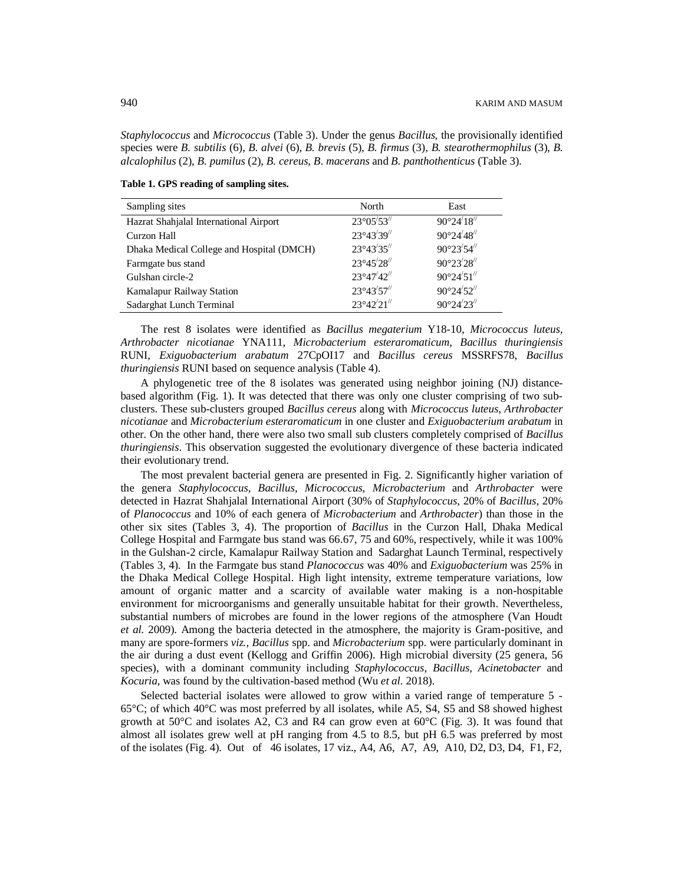*Staphylococcus* and *Micrococcus* (Table 3). Under the genus *Bacillus*, the provisionally identified species were *B. subtilis* (6), *B. alvei* (6), *B. brevis* (5), *B. firmus* (3), *B. stearothermophilus* (3), *B. alcalophilus* (2), *B. pumilus* (2), *B. cereus*, *B. macerans* and *B. panthothenticus* (Table 3).

**Table 1. GPS reading of sampling sites.**

| Sampling sites | North | East |
|---|---|---|
| Hazrat Shahjalal International Airport | 23°05′53″ | 90°24′18″ |
| Curzon Hall | 23°43′39″ | 90°24′48″ |
| Dhaka Medical College and Hospital (DMCH) | 23°43′35″ | 90°23′54″ |
| Farmgate bus stand | 23°45′28″ | 90°23′28″ |
| Gulshan circle-2 | 23°47′42″ | 90°24′51″ |
| Kamalapur Railway Station | 23°43′57″ | 90°24′52″ |
| Sadarghat Lunch Terminal | 23°42′21″ | 90°24′23″ |

The rest 8 isolates were identified as *Bacillus megaterium* Y18-10, *Micrococcus luteus*, *Arthrobacter nicotianae* YNA111, *Microbacterium esteraromaticum*, *Bacillus thuringiensis* RUNI, *Exiguobacterium arabatum* 27CpOI17 and *Bacillus cereus* MSSRFS78, *Bacillus thuringiensis* RUNI based on sequence analysis (Table 4).

A phylogenetic tree of the 8 isolates was generated using neighbor joining (NJ) distance-based algorithm (Fig. 1). It was detected that there was only one cluster comprising of two sub-clusters. These sub-clusters grouped *Bacillus cereus* along with *Micrococcus luteus*, *Arthrobacter nicotianae* and *Microbacterium esteraromaticum* in one cluster and *Exiguobacterium arabatum* in other. On the other hand, there were also two small sub clusters completely comprised of *Bacillus thuringiensis*. This observation suggested the evolutionary divergence of these bacteria indicated their evolutionary trend.

The most prevalent bacterial genera are presented in Fig. 2. Significantly higher variation of the genera *Staphylococcus*, *Bacillus*, *Micrococcus*, *Microbacterium* and *Arthrobacter* were detected in Hazrat Shahjalal International Airport (30% of *Staphylococcus*, 20% of *Bacillus*, 20% of *Planococcus* and 10% of each genera of *Microbacterium* and *Arthrobacter*) than those in the other six sites (Tables 3, 4). The proportion of *Bacillus* in the Curzon Hall, Dhaka Medical College Hospital and Farmgate bus stand was 66.67, 75 and 60%, respectively, while it was 100% in the Gulshan-2 circle, Kamalapur Railway Station and Sadarghat Launch Terminal, respectively (Tables 3, 4). In the Farmgate bus stand *Planococcus* was 40% and *Exiguobacterium* was 25% in the Dhaka Medical College Hospital. High light intensity, extreme temperature variations, low amount of organic matter and a scarcity of available water making is a non-hospitable environment for microorganisms and generally unsuitable habitat for their growth. Nevertheless, substantial numbers of microbes are found in the lower regions of the atmosphere (Van Houdt *et al.* 2009). Among the bacteria detected in the atmosphere, the majority is Gram-positive, and many are spore-formers *viz.*, *Bacillus* spp. and *Microbacterium* spp. were particularly dominant in the air during a dust event (Kellogg and Griffin 2006). High microbial diversity (25 genera, 56 species), with a dominant community including *Staphylococcus*, *Bacillus*, *Acinetobacter* and *Kocuria*, was found by the cultivation-based method (Wu *et al.* 2018).

Selected bacterial isolates were allowed to grow within a varied range of temperature 5 - 65°C; of which 40°C was most preferred by all isolates, while A5, S4, S5 and S8 showed highest growth at 50°C and isolates A2, C3 and R4 can grow even at 60°C (Fig. 3). It was found that almost all isolates grew well at pH ranging from 4.5 to 8.5, but pH 6.5 was preferred by most of the isolates (Fig. 4). Out of 46 isolates, 17 viz., A4, A6, A7, A9, A10, D2, D3, D4, F1, F2,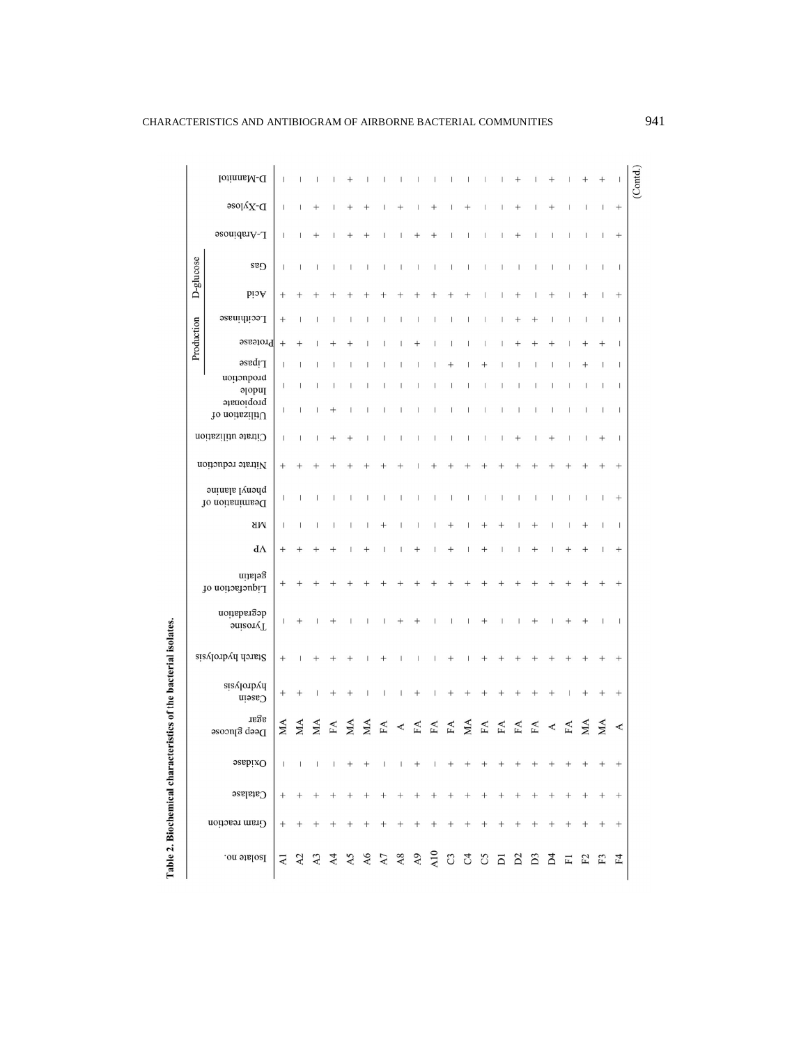**Table 2. Biochemical characteristics of the bacterial isolates.**

| Isolate no. | Gram reaction | Catalase | Oxidase | Deep glucose agar | Casein hydrolysis | Starch hydrolysis | Tyrosine degradation | Liquefaction of gelatin | VP | MR | Deamination of phenyl alanine | Nitrate reduction | Citrate utilization | Utilization of propionate | Indole production | Production | | | D-glucose | | L-Arabinose | D-Xylose | D-Mannitol |
|---|---|---|---|---|---|---|---|---|---|---|---|---|---|---|---|---|---|---|---|---|---|---|---|
| | | | | | | | | | | | | | | | | Lipase | Protease | Lecithinase | Acid | Gas | | | |
| A1 | + | + | - | MA | + | + | - | + | + | - | - | + | - | - | - | - | + | + | + | - | - | - | - |
| A2 | + | + | - | MA | + | - | + | + | + | - | - | + | - | - | - | - | + | - | + | - | - | - | - |
| A3 | + | + | - | MA | - | + | - | + | + | - | - | + | - | - | - | - | - | - | + | - | + | + | - |
| A4 | + | + | - | FA | + | + | + | + | + | - | - | + | + | + | - | - | + | - | + | - | - | - | - |
| A5 | + | + | + | MA | + | + | - | + | - | - | - | + | + | - | - | - | + | - | + | - | + | + | + |
| A6 | + | + | + | MA | - | - | - | + | + | - | - | + | - | - | - | - | - | - | + | - | + | + | - |
| A7 | + | + | - | FA | - | + | - | + | - | + | - | + | - | - | - | - | - | - | + | - | - | - | - |
| A8 | + | + | - | A | - | - | + | + | - | - | - | + | - | - | - | - | - | - | + | - | - | + | - |
| A9 | + | + | + | FA | + | - | + | + | + | - | - | - | - | - | - | - | + | - | + | - | + | - | - |
| A10 | + | + | - | FA | - | - | - | + | - | - | - | + | - | - | - | - | - | - | + | - | + | + | - |
| C3 | + | + | + | FA | + | + | - | + | + | + | - | + | - | - | - | + | - | - | + | - | - | - | - |
| C4 | + | + | + | MA | + | - | - | + | - | - | - | + | - | - | - | - | - | - | + | - | - | + | - |
| C5 | + | + | + | FA | + | + | + | + | + | + | - | + | - | - | - | + | - | - | - | - | - | - | - |
| D1 | + | + | + | FA | + | + | - | + | - | + | - | + | - | - | - | - | - | - | - | - | - | - | - |
| D2 | + | + | + | FA | + | + | - | + | - | - | - | + | + | - | - | - | + | + | + | - | + | + | + |
| D3 | + | + | + | FA | + | + | + | + | + | + | - | + | - | - | - | - | + | + | - | - | - | - | - |
| D4 | + | + | + | A | + | + | - | + | - | - | - | + | + | - | - | - | + | - | + | - | - | + | + |
| F1 | + | + | + | FA | - | + | + | + | + | - | - | + | - | - | - | - | - | - | - | - | - | - | - |
| F2 | + | + | + | MA | + | + | + | + | + | + | - | + | - | - | - | + | + | - | + | - | - | - | + |
| F3 | + | + | + | MA | + | + | - | + | - | - | - | + | + | - | - | - | + | - | - | - | - | - | + |
| F4 | + | + | + | A | + | + | - | + | + | - | + | + | - | - | - | - | - | - | + | - | + | + | - |

(Contd.)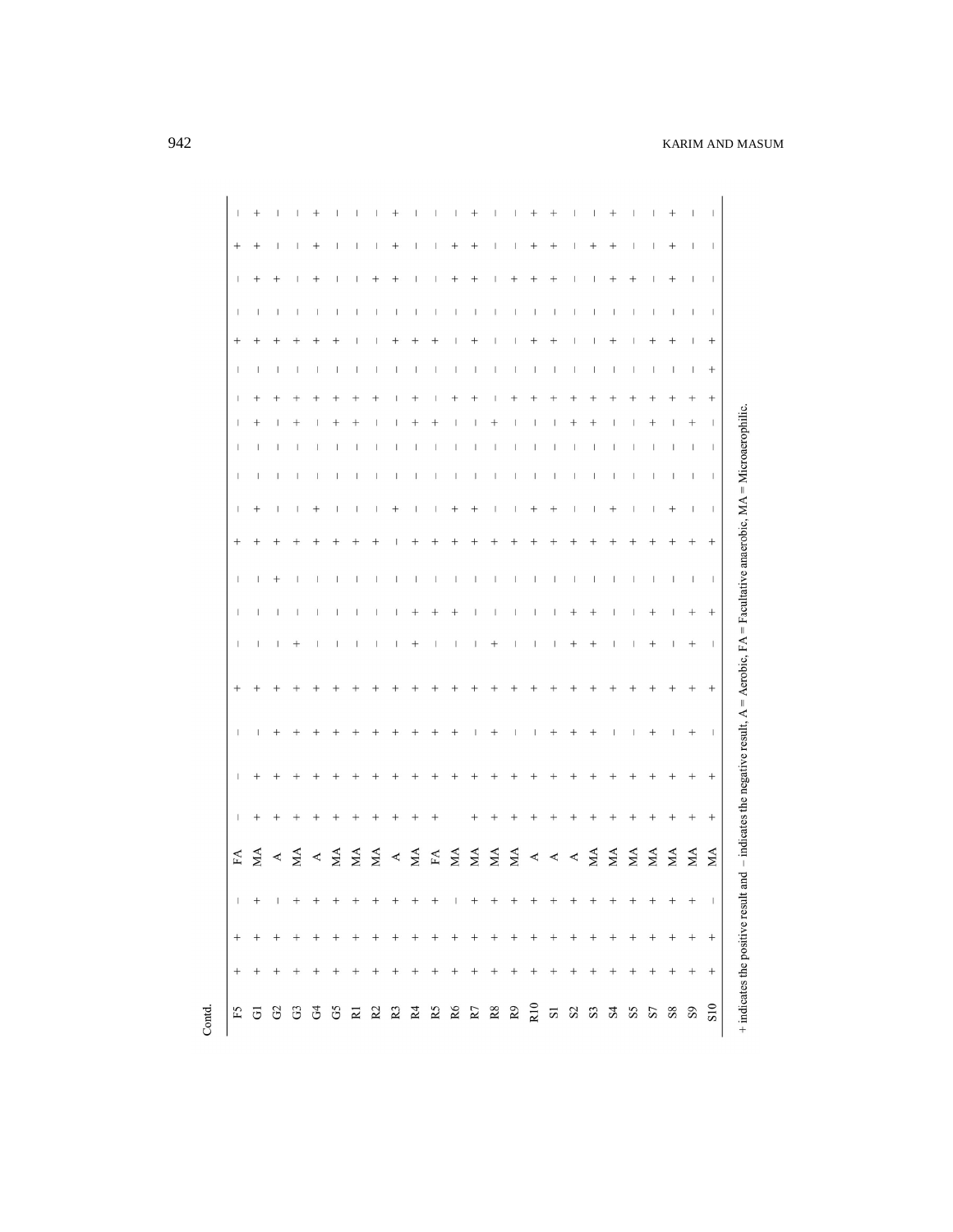Contd.

| | | | | | | | | | | | | | | | | | | | | | | |
|---|---|---|---|---|---|---|---|---|---|---|---|---|---|---|---|---|---|---|---|---|---|---|
| F5 | + | + | − | FA | − | − | − | + | − | − | − | + | − | − | − | − | − | − | + | − | − | + | − |
| G1 | + | + | + | MA | + | + | − | + | − | − | − | + | + | − | − | + | + | − | + | − | + | + | + |
| G2 | + | + | − | A | + | + | + | + | − | − | + | + | − | − | − | − | + | − | + | − | + | − | − |
| G3 | + | + | + | MA | + | + | + | + | + | − | − | + | − | − | − | + | + | − | + | − | − | − | − |
| G4 | + | + | + | A | + | + | + | + | − | − | − | + | + | − | − | − | + | − | + | − | + | + | + |
| G5 | + | + | + | MA | + | + | + | + | − | − | − | + | − | − | − | + | + | − | + | − | − | − | − |
| R1 | + | + | + | MA | + | + | + | + | − | − | − | + | − | − | − | + | + | − | − | − | − | − | − |
| R2 | + | + | + | MA | + | + | + | + | − | − | − | + | − | − | − | − | + | − | − | − | + | − | − |
| R3 | + | + | + | A | + | + | + | + | − | − | − | − | + | − | − | − | − | − | + | − | + | + | + |
| R4 | + | + | + | MA | + | + | + | + | + | + | − | + | − | − | − | + | + | − | + | − | − | − | − |
| R5 | + | + | + | FA | + | + | + | + | − | + | − | + | − | − | − | + | − | − | + | − | − | − | − |
| R6 | + | + | − | MA | | + | + | + | − | + | − | + | + | − | − | − | + | − | − | − | + | + | − |
| R7 | + | + | + | MA | + | + | − | + | − | − | − | + | + | − | − | − | + | − | + | − | + | + | + |
| R8 | + | + | + | MA | + | + | + | + | + | − | − | + | − | − | − | + | − | − | − | − | − | − | − |
| R9 | + | + | + | MA | + | + | − | + | − | − | − | + | − | − | − | − | + | − | − | − | + | − | − |
| R10 | + | + | + | A | + | + | − | + | − | − | − | + | + | − | − | − | + | − | + | − | + | + | + |
| S1 | + | + | + | A | + | + | + | + | − | − | − | + | + | − | − | − | + | − | + | − | + | + | + |
| S2 | + | + | + | A | + | + | + | + | + | + | − | + | − | − | − | + | + | − | − | − | − | − | − |
| S3 | + | + | + | MA | + | + | + | + | + | + | − | + | − | − | − | + | + | − | − | − | − | + | − |
| S4 | + | + | + | MA | + | + | − | + | − | − | − | + | + | − | − | − | + | − | + | − | + | + | + |
| S5 | + | + | + | MA | + | + | − | + | − | − | − | + | − | − | − | − | + | − | − | − | + | − | − |
| S7 | + | + | + | MA | + | + | + | + | + | + | − | + | − | − | − | + | + | − | + | − | − | − | − |
| S8 | + | + | + | MA | + | + | − | + | − | − | − | + | + | − | − | − | + | − | + | − | + | + | + |
| S9 | + | + | + | MA | + | + | + | + | + | + | − | + | − | − | − | + | + | − | − | − | − | − | − |
| S10 | + | + | − | MA | + | + | − | + | − | + | − | + | − | − | − | − | + | + | + | − | − | − | − |

+ indicates the positive result and − indicates the negative result, A = Aerobic, FA = Facultative anaerobic, MA = Microaerophilic.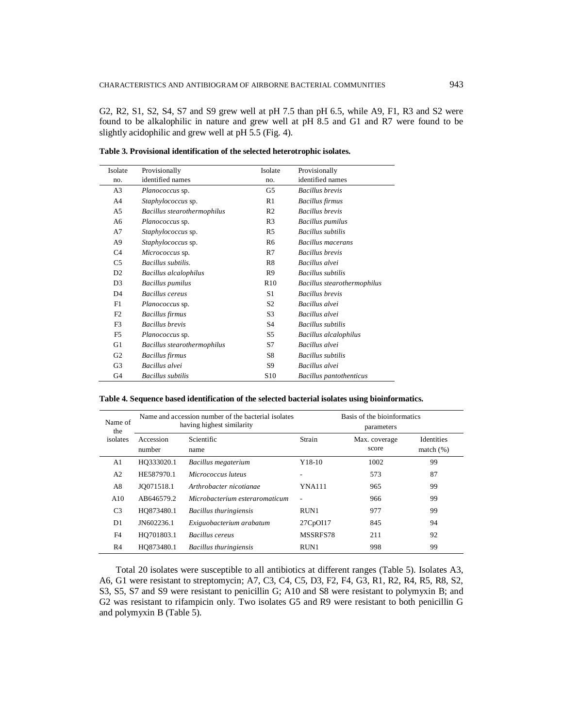G2, R2, S1, S2, S4, S7 and S9 grew well at pH 7.5 than pH 6.5, while A9, F1, R3 and S2 were found to be alkalophilic in nature and grew well at pH 8.5 and G1 and R7 were found to be slightly acidophilic and grew well at pH 5.5 (Fig. 4).

**Table 3. Provisional identification of the selected heterotrophic isolates.**

| Isolate no. | Provisionally identified names | Isolate no. | Provisionally identified names |
|---|---|---|---|
| A3 | *Planococcus* sp. | G5 | *Bacillus brevis* |
| A4 | *Staphylococcus* sp. | R1 | *Bacillus firmus* |
| A5 | *Bacillus stearothermophilus* | R2 | *Bacillus brevis* |
| A6 | *Planococcus* sp. | R3 | *Bacillus pumilus* |
| A7 | *Staphylococcus* sp. | R5 | *Bacillus subtilis* |
| A9 | *Staphylococcus* sp. | R6 | *Bacillus macerans* |
| C4 | *Micrococcus* sp. | R7 | *Bacillus brevis* |
| C5 | *Bacillus subtilis.* | R8 | *Bacillus alvei* |
| D2 | *Bacillus alcalophilus* | R9 | *Bacillus subtilis* |
| D3 | *Bacillus pumilus* | R10 | *Bacillus stearothermophilus* |
| D4 | *Bacillus cereus* | S1 | *Bacillus brevis* |
| F1 | *Planococcus* sp. | S2 | *Bacillus alvei* |
| F2 | *Bacillus firmus* | S3 | *Bacillus alvei* |
| F3 | *Bacillus brevis* | S4 | *Bacillus subtilis* |
| F5 | *Planococcus* sp. | S5 | *Bacillus alcalophilus* |
| G1 | *Bacillus stearothermophilus* | S7 | *Bacillus alvei* |
| G2 | *Bacillus firmus* | S8 | *Bacillus subtilis* |
| G3 | *Bacillus alvei* | S9 | *Bacillus alvei* |
| G4 | *Bacillus subtilis* | S10 | *Bacillus pantothenticus* |

**Table 4. Sequence based identification of the selected bacterial isolates using bioinformatics.**

| Name of the isolates | Name and accession number of the bacterial isolates having highest similarity | | Basis of the bioinformatics parameters | | |
|---|---|---|---|---|---|
| | Accession number | Scientific name | Strain | Max. coverage score | Identities match (%) |
| A1 | HQ333020.1 | *Bacillus megaterium* | Y18-10 | 1002 | 99 |
| A2 | HE587970.1 | *Micrococcus luteus* | - | 573 | 87 |
| A8 | JQ071518.1 | *Arthrobacter nicotianae* | YNA111 | 965 | 99 |
| A10 | AB646579.2 | *Microbacterium esteraromaticum* | - | 966 | 99 |
| C3 | HQ873480.1 | *Bacillus thuringiensis* | RUN1 | 977 | 99 |
| D1 | JN602236.1 | *Exiguobacterium arabatum* | 27CpOI17 | 845 | 94 |
| F4 | HQ701803.1 | *Bacillus cereus* | MSSRFS78 | 211 | 92 |
| R4 | HQ873480.1 | *Bacillus thuringiensis* | RUN1 | 998 | 99 |

Total 20 isolates were susceptible to all antibiotics at different ranges (Table 5). Isolates A3, A6, G1 were resistant to streptomycin; A7, C3, C4, C5, D3, F2, F4, G3, R1, R2, R4, R5, R8, S2, S3, S5, S7 and S9 were resistant to penicillin G; A10 and S8 were resistant to polymyxin B; and G2 was resistant to rifampicin only. Two isolates G5 and R9 were resistant to both penicillin G and polymyxin B (Table 5).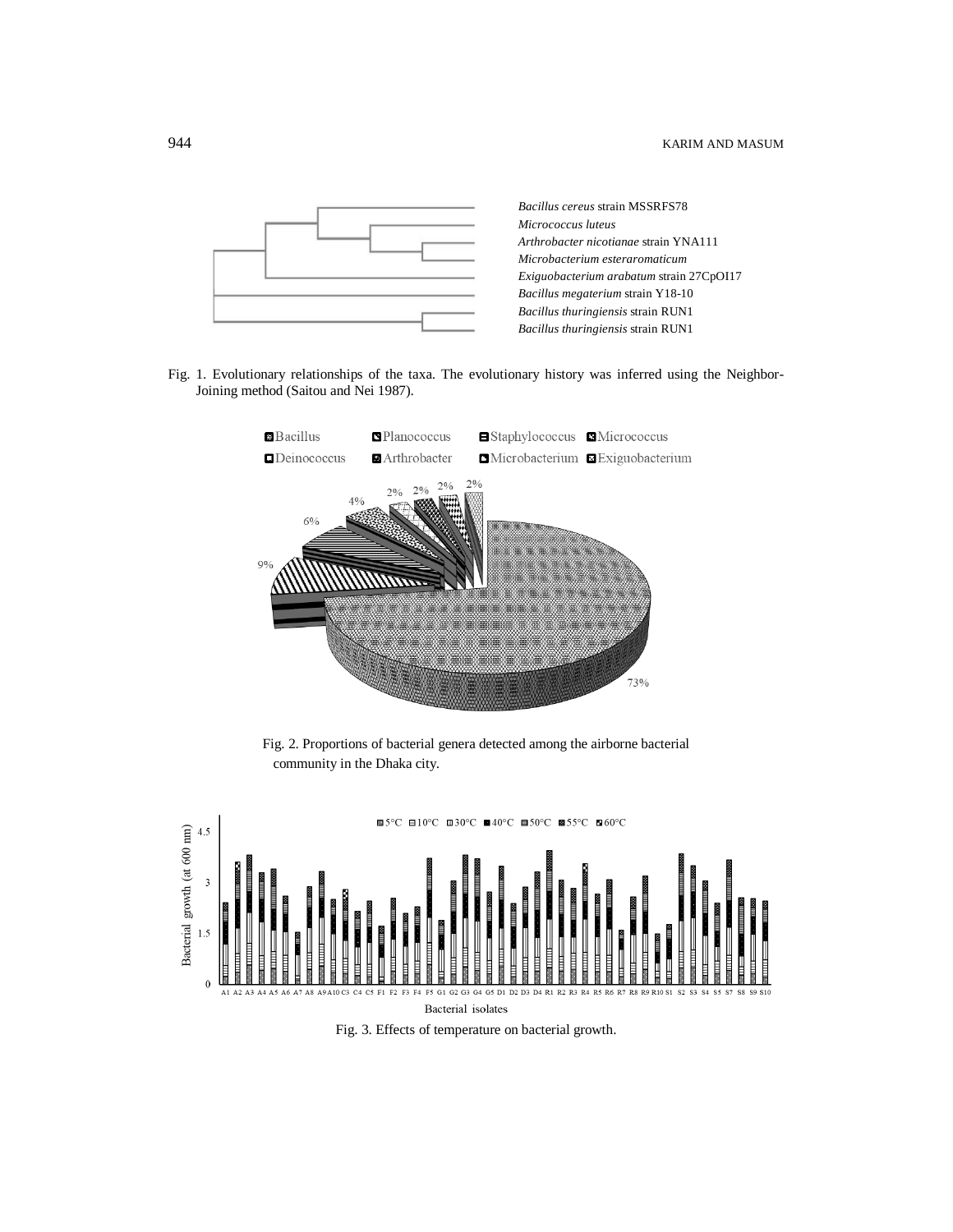Fig. 1. Evolutionary relationships of the taxa. The evolutionary history was inferred using the Neighbor-Joining method (Saitou and Nei 1987).

Fig. 2. Proportions of bacterial genera detected among the airborne bacterial community in the Dhaka city.

Fig. 3. Effects of temperature on bacterial growth.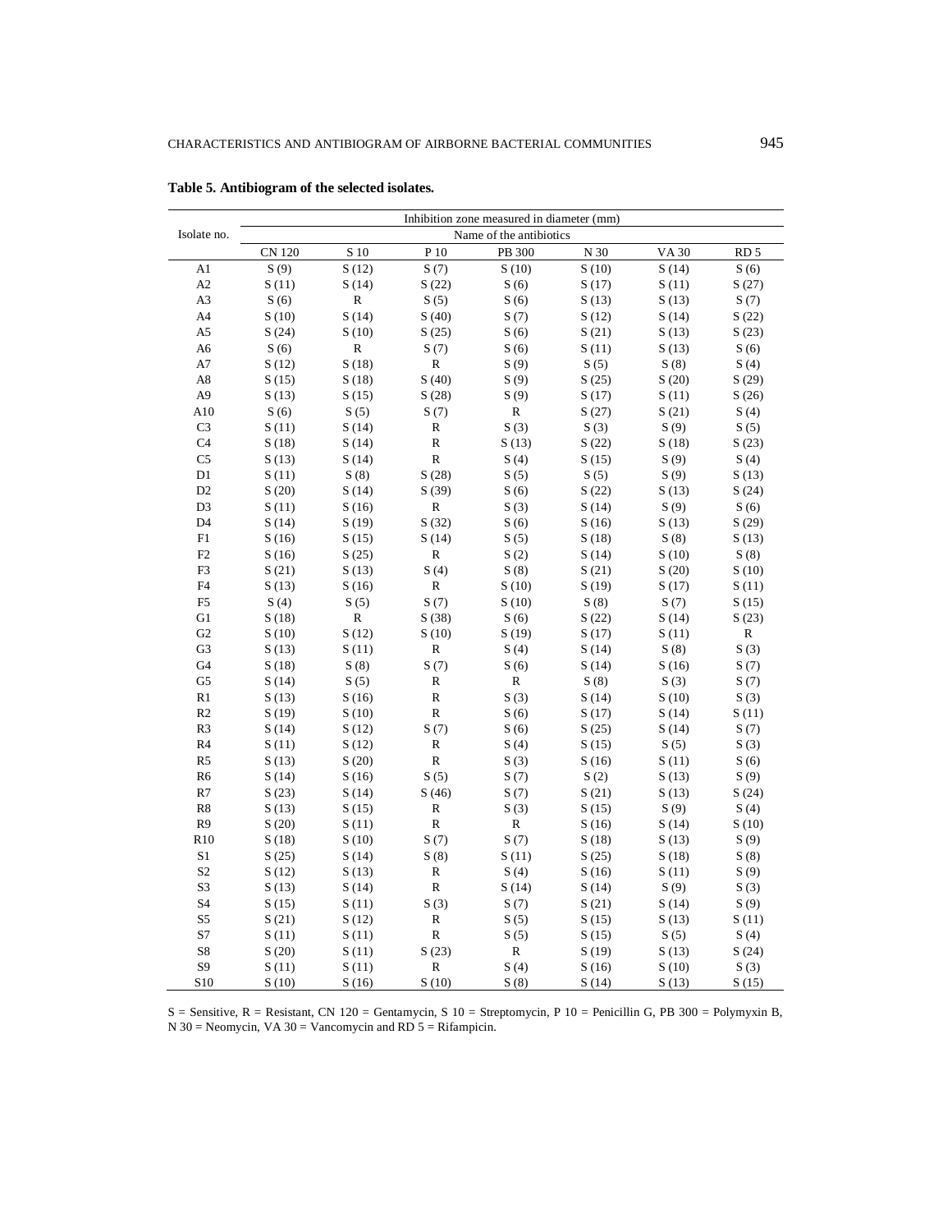**Table 5. Antibiogram of the selected isolates.**

| Isolate no. | Inhibition zone measured in diameter (mm) | | | | | | |
|---|---|---|---|---|---|---|---|
| | Name of the antibiotics | | | | | | |
| | CN 120 | S 10 | P 10 | PB 300 | N 30 | VA 30 | RD 5 |
| A1 | S (9) | S (12) | S (7) | S (10) | S (10) | S (14) | S (6) |
| A2 | S (11) | S (14) | S (22) | S (6) | S (17) | S (11) | S (27) |
| A3 | S (6) | R | S (5) | S (6) | S (13) | S (13) | S (7) |
| A4 | S (10) | S (14) | S (40) | S (7) | S (12) | S (14) | S (22) |
| A5 | S (24) | S (10) | S (25) | S (6) | S (21) | S (13) | S (23) |
| A6 | S (6) | R | S (7) | S (6) | S (11) | S (13) | S (6) |
| A7 | S (12) | S (18) | R | S (9) | S (5) | S (8) | S (4) |
| A8 | S (15) | S (18) | S (40) | S (9) | S (25) | S (20) | S (29) |
| A9 | S (13) | S (15) | S (28) | S (9) | S (17) | S (11) | S (26) |
| A10 | S (6) | S (5) | S (7) | R | S (27) | S (21) | S (4) |
| C3 | S (11) | S (14) | R | S (3) | S (3) | S (9) | S (5) |
| C4 | S (18) | S (14) | R | S (13) | S (22) | S (18) | S (23) |
| C5 | S (13) | S (14) | R | S (4) | S (15) | S (9) | S (4) |
| D1 | S (11) | S (8) | S (28) | S (5) | S (5) | S (9) | S (13) |
| D2 | S (20) | S (14) | S (39) | S (6) | S (22) | S (13) | S (24) |
| D3 | S (11) | S (16) | R | S (3) | S (14) | S (9) | S (6) |
| D4 | S (14) | S (19) | S (32) | S (6) | S (16) | S (13) | S (29) |
| F1 | S (16) | S (15) | S (14) | S (5) | S (18) | S (8) | S (13) |
| F2 | S (16) | S (25) | R | S (2) | S (14) | S (10) | S (8) |
| F3 | S (21) | S (13) | S (4) | S (8) | S (21) | S (20) | S (10) |
| F4 | S (13) | S (16) | R | S (10) | S (19) | S (17) | S (11) |
| F5 | S (4) | S (5) | S (7) | S (10) | S (8) | S (7) | S (15) |
| G1 | S (18) | R | S (38) | S (6) | S (22) | S (14) | S (23) |
| G2 | S (10) | S (12) | S (10) | S (19) | S (17) | S (11) | R |
| G3 | S (13) | S (11) | R | S (4) | S (14) | S (8) | S (3) |
| G4 | S (18) | S (8) | S (7) | S (6) | S (14) | S (16) | S (7) |
| G5 | S (14) | S (5) | R | R | S (8) | S (3) | S (7) |
| R1 | S (13) | S (16) | R | S (3) | S (14) | S (10) | S (3) |
| R2 | S (19) | S (10) | R | S (6) | S (17) | S (14) | S (11) |
| R3 | S (14) | S (12) | S (7) | S (6) | S (25) | S (14) | S (7) |
| R4 | S (11) | S (12) | R | S (4) | S (15) | S (5) | S (3) |
| R5 | S (13) | S (20) | R | S (3) | S (16) | S (11) | S (6) |
| R6 | S (14) | S (16) | S (5) | S (7) | S (2) | S (13) | S (9) |
| R7 | S (23) | S (14) | S (46) | S (7) | S (21) | S (13) | S (24) |
| R8 | S (13) | S (15) | R | S (3) | S (15) | S (9) | S (4) |
| R9 | S (20) | S (11) | R | R | S (16) | S (14) | S (10) |
| R10 | S (18) | S (10) | S (7) | S (7) | S (18) | S (13) | S (9) |
| S1 | S (25) | S (14) | S (8) | S (11) | S (25) | S (18) | S (8) |
| S2 | S (12) | S (13) | R | S (4) | S (16) | S (11) | S (9) |
| S3 | S (13) | S (14) | R | S (14) | S (14) | S (9) | S (3) |
| S4 | S (15) | S (11) | S (3) | S (7) | S (21) | S (14) | S (9) |
| S5 | S (21) | S (12) | R | S (5) | S (15) | S (13) | S (11) |
| S7 | S (11) | S (11) | R | S (5) | S (15) | S (5) | S (4) |
| S8 | S (20) | S (11) | S (23) | R | S (19) | S (13) | S (24) |
| S9 | S (11) | S (11) | R | S (4) | S (16) | S (10) | S (3) |
| S10 | S (10) | S (16) | S (10) | S (8) | S (14) | S (13) | S (15) |

S = Sensitive, R = Resistant, CN 120 = Gentamycin, S 10 = Streptomycin, P 10 = Penicillin G, PB 300 = Polymyxin B, N 30 = Neomycin, VA 30 = Vancomycin and RD 5 = Rifampicin.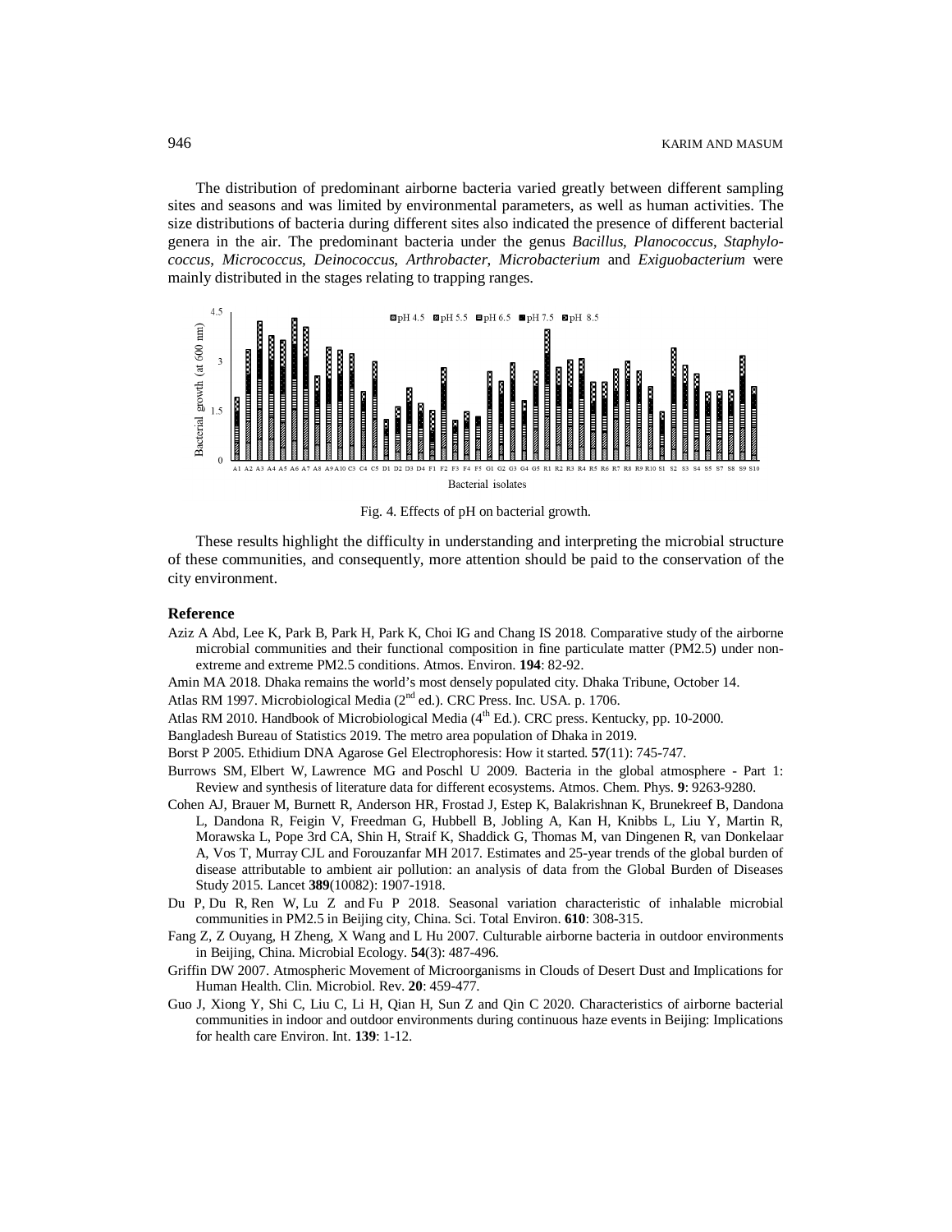The distribution of predominant airborne bacteria varied greatly between different sampling sites and seasons and was limited by environmental parameters, as well as human activities. The size distributions of bacteria during different sites also indicated the presence of different bacterial genera in the air. The predominant bacteria under the genus *Bacillus*, *Planococcus*, *Staphylococcus*, *Micrococcus*, *Deinococcus*, *Arthrobacter*, *Microbacterium* and *Exiguobacterium* were mainly distributed in the stages relating to trapping ranges.

Fig. 4. Effects of pH on bacterial growth.

These results highlight the difficulty in understanding and interpreting the microbial structure of these communities, and consequently, more attention should be paid to the conservation of the city environment.

## Reference

Aziz A Abd, Lee K, Park B, Park H, Park K, Choi IG and Chang IS 2018. Comparative study of the airborne microbial communities and their functional composition in fine particulate matter (PM2.5) under non-extreme and extreme PM2.5 conditions. Atmos. Environ. **194**: 82-92.

Amin MA 2018. Dhaka remains the world's most densely populated city. Dhaka Tribune, October 14.

Atlas RM 1997. Microbiological Media (2nd ed.). CRC Press. Inc. USA. p. 1706.

Atlas RM 2010. Handbook of Microbiological Media (4th Ed.). CRC press. Kentucky, pp. 10-2000.

Bangladesh Bureau of Statistics 2019. The metro area population of Dhaka in 2019.

Borst P 2005. Ethidium DNA Agarose Gel Electrophoresis: How it started. **57**(11): 745-747.

Burrows SM, Elbert W, Lawrence MG and Poschl U 2009. Bacteria in the global atmosphere - Part 1: Review and synthesis of literature data for different ecosystems. Atmos. Chem. Phys. **9**: 9263-9280.

Cohen AJ, Brauer M, Burnett R, Anderson HR, Frostad J, Estep K, Balakrishnan K, Brunekreef B, Dandona L, Dandona R, Feigin V, Freedman G, Hubbell B, Jobling A, Kan H, Knibbs L, Liu Y, Martin R, Morawska L, Pope 3rd CA, Shin H, Straif K, Shaddick G, Thomas M, van Dingenen R, van Donkelaar A, Vos T, Murray CJL and Forouzanfar MH 2017. Estimates and 25-year trends of the global burden of disease attributable to ambient air pollution: an analysis of data from the Global Burden of Diseases Study 2015. Lancet **389**(10082): 1907-1918.

Du P, Du R, Ren W, Lu Z and Fu P 2018. Seasonal variation characteristic of inhalable microbial communities in PM2.5 in Beijing city, China. Sci. Total Environ. **610**: 308-315.

Fang Z, Z Ouyang, H Zheng, X Wang and L Hu 2007. Culturable airborne bacteria in outdoor environments in Beijing, China. Microbial Ecology. **54**(3): 487-496.

Griffin DW 2007. Atmospheric Movement of Microorganisms in Clouds of Desert Dust and Implications for Human Health. Clin. Microbiol. Rev. **20**: 459-477.

Guo J, Xiong Y, Shi C, Liu C, Li H, Qian H, Sun Z and Qin C 2020. Characteristics of airborne bacterial communities in indoor and outdoor environments during continuous haze events in Beijing: Implications for health care Environ. Int. **139**: 1-12.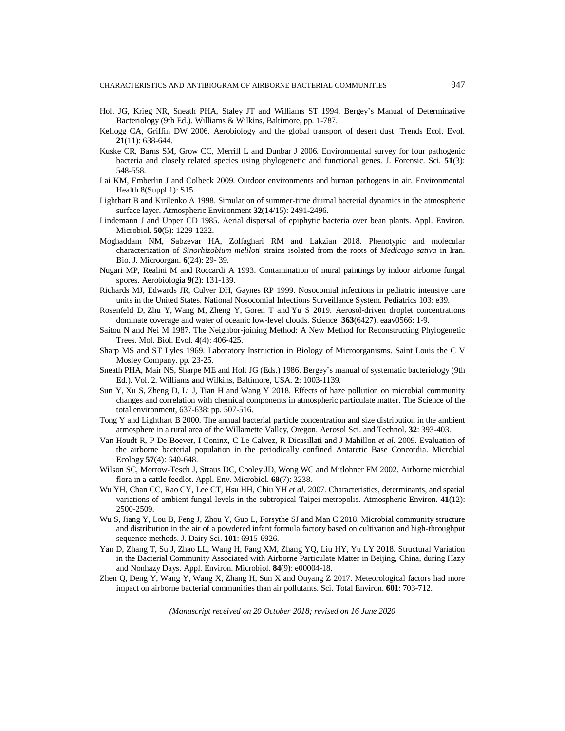Holt JG, Krieg NR, Sneath PHA, Staley JT and Williams ST 1994. Bergey's Manual of Determinative Bacteriology (9th Ed.). Williams & Wilkins, Baltimore, pp. 1-787.

Kellogg CA, Griffin DW 2006. Aerobiology and the global transport of desert dust. Trends Ecol. Evol. **21**(11): 638-644.

Kuske CR, Barns SM, Grow CC, Merrill L and Dunbar J 2006. Environmental survey for four pathogenic bacteria and closely related species using phylogenetic and functional genes. J. Forensic. Sci. **51**(3): 548-558.

Lai KM, Emberlin J and Colbeck 2009. Outdoor environments and human pathogens in air. Environmental Health 8(Suppl 1): S15.

Lighthart B and Kirilenko A 1998. Simulation of summer-time diurnal bacterial dynamics in the atmospheric surface layer. Atmospheric Environment **32**(14/15): 2491-2496.

Lindemann J and Upper CD 1985. Aerial dispersal of epiphytic bacteria over bean plants. Appl. Environ. Microbiol. **50**(5): 1229-1232.

Moghaddam NM, Sabzevar HA, Zolfaghari RM and Lakzian 2018. Phenotypic and molecular characterization of *Sinorhizobium meliloti* strains isolated from the roots of *Medicago sativa* in Iran. Bio. J. Microorgan. **6**(24): 29- 39.

Nugari MP, Realini M and Roccardi A 1993. Contamination of mural paintings by indoor airborne fungal spores. Aerobiologia **9**(2): 131-139.

Richards MJ, Edwards JR, Culver DH, Gaynes RP 1999. Nosocomial infections in pediatric intensive care units in the United States. National Nosocomial Infections Surveillance System. Pediatrics 103: e39.

Rosenfeld D, Zhu Y, Wang M, Zheng Y, Goren T and Yu S 2019. Aerosol-driven droplet concentrations dominate coverage and water of oceanic low-level clouds. Science **363**(6427), eaav0566: 1-9.

Saitou N and Nei M 1987. The Neighbor-joining Method: A New Method for Reconstructing Phylogenetic Trees. Mol. Biol. Evol. **4**(4): 406-425.

Sharp MS and ST Lyles 1969. Laboratory Instruction in Biology of Microorganisms. Saint Louis the C V Mosley Company. pp. 23-25.

Sneath PHA, Mair NS, Sharpe ME and Holt JG (Eds.) 1986. Bergey's manual of systematic bacteriology (9th Ed.). Vol. 2. Williams and Wilkins, Baltimore, USA. **2**: 1003-1139.

Sun Y, Xu S, Zheng D, Li J, Tian H and Wang Y 2018. Effects of haze pollution on microbial community changes and correlation with chemical components in atmospheric particulate matter. The Science of the total environment, 637-638: pp. 507-516.

Tong Y and Lighthart B 2000. The annual bacterial particle concentration and size distribution in the ambient atmosphere in a rural area of the Willamette Valley, Oregon. Aerosol Sci. and Technol. **32**: 393-403.

Van Houdt R, P De Boever, I Coninx, C Le Calvez, R Dicasillati and J Mahillon *et al.* 2009. Evaluation of the airborne bacterial population in the periodically confined Antarctic Base Concordia. Microbial Ecology **57**(4): 640-648.

Wilson SC, Morrow-Tesch J, Straus DC, Cooley JD, Wong WC and Mitlohner FM 2002. Airborne microbial flora in a cattle feedlot. Appl. Env. Microbiol. **68**(7): 3238.

Wu YH, Chan CC, Rao CY, Lee CT, Hsu HH, Chiu YH *et al.* 2007. Characteristics, determinants, and spatial variations of ambient fungal levels in the subtropical Taipei metropolis. Atmospheric Environ. **41**(12): 2500-2509.

Wu S, Jiang Y, Lou B, Feng J, Zhou Y, Guo L, Forsythe SJ and Man C 2018. Microbial community structure and distribution in the air of a powdered infant formula factory based on cultivation and high-throughput sequence methods. J. Dairy Sci. **101**: 6915-6926.

Yan D, Zhang T, Su J, Zhao LL, Wang H, Fang XM, Zhang YQ, Liu HY, Yu LY 2018. Structural Variation in the Bacterial Community Associated with Airborne Particulate Matter in Beijing, China, during Hazy and Nonhazy Days. Appl. Environ. Microbiol. **84**(9): e00004-18.

Zhen Q, Deng Y, Wang Y, Wang X, Zhang H, Sun X and Ouyang Z 2017. Meteorological factors had more impact on airborne bacterial communities than air pollutants. Sci. Total Environ. **601**: 703-712.

*(Manuscript received on 20 October 2018; revised on 16 June 2020*